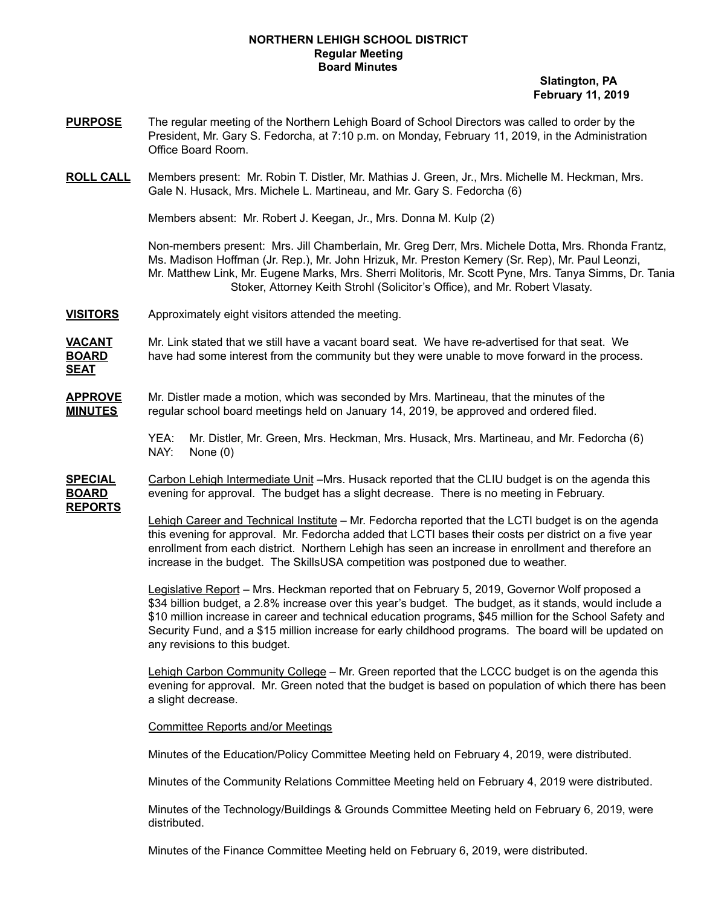# NORTHERN LEHIGH SCHOOL DISTRICT
## Regular Meeting
## Board Minutes

**Slatington, PA**
**February 11, 2019**

**PURPOSE** The regular meeting of the Northern Lehigh Board of School Directors was called to order by the President, Mr. Gary S. Fedorcha, at 7:10 p.m. on Monday, February 11, 2019, in the Administration Office Board Room.

**ROLL CALL** Members present: Mr. Robin T. Distler, Mr. Mathias J. Green, Jr., Mrs. Michelle M. Heckman, Mrs. Gale N. Husack, Mrs. Michele L. Martineau, and Mr. Gary S. Fedorcha (6)

Members absent: Mr. Robert J. Keegan, Jr., Mrs. Donna M. Kulp (2)

Non-members present: Mrs. Jill Chamberlain, Mr. Greg Derr, Mrs. Michele Dotta, Mrs. Rhonda Frantz, Ms. Madison Hoffman (Jr. Rep.), Mr. John Hrizuk, Mr. Preston Kemery (Sr. Rep), Mr. Paul Leonzi, Mr. Matthew Link, Mr. Eugene Marks, Mrs. Sherri Molitoris, Mr. Scott Pyne, Mrs. Tanya Simms, Dr. Tania Stoker, Attorney Keith Strohl (Solicitor's Office), and Mr. Robert Vlasaty.

**VISITORS** Approximately eight visitors attended the meeting.

**VACANT BOARD SEAT** Mr. Link stated that we still have a vacant board seat. We have re-advertised for that seat. We have had some interest from the community but they were unable to move forward in the process.

**APPROVE MINUTES** Mr. Distler made a motion, which was seconded by Mrs. Martineau, that the minutes of the regular school board meetings held on January 14, 2019, be approved and ordered filed.

YEA: Mr. Distler, Mr. Green, Mrs. Heckman, Mrs. Husack, Mrs. Martineau, and Mr. Fedorcha (6)
NAY: None (0)

**SPECIAL BOARD REPORTS** Carbon Lehigh Intermediate Unit –Mrs. Husack reported that the CLIU budget is on the agenda this evening for approval. The budget has a slight decrease. There is no meeting in February.

Lehigh Career and Technical Institute – Mr. Fedorcha reported that the LCTI budget is on the agenda this evening for approval. Mr. Fedorcha added that LCTI bases their costs per district on a five year enrollment from each district. Northern Lehigh has seen an increase in enrollment and therefore an increase in the budget. The SkillsUSA competition was postponed due to weather.

Legislative Report – Mrs. Heckman reported that on February 5, 2019, Governor Wolf proposed a $34 billion budget, a 2.8% increase over this year's budget. The budget, as it stands, would include a $10 million increase in career and technical education programs, $45 million for the School Safety and Security Fund, and a $15 million increase for early childhood programs. The board will be updated on any revisions to this budget.

Lehigh Carbon Community College – Mr. Green reported that the LCCC budget is on the agenda this evening for approval. Mr. Green noted that the budget is based on population of which there has been a slight decrease.

Committee Reports and/or Meetings

Minutes of the Education/Policy Committee Meeting held on February 4, 2019, were distributed.

Minutes of the Community Relations Committee Meeting held on February 4, 2019 were distributed.

Minutes of the Technology/Buildings & Grounds Committee Meeting held on February 6, 2019, were distributed.

Minutes of the Finance Committee Meeting held on February 6, 2019, were distributed.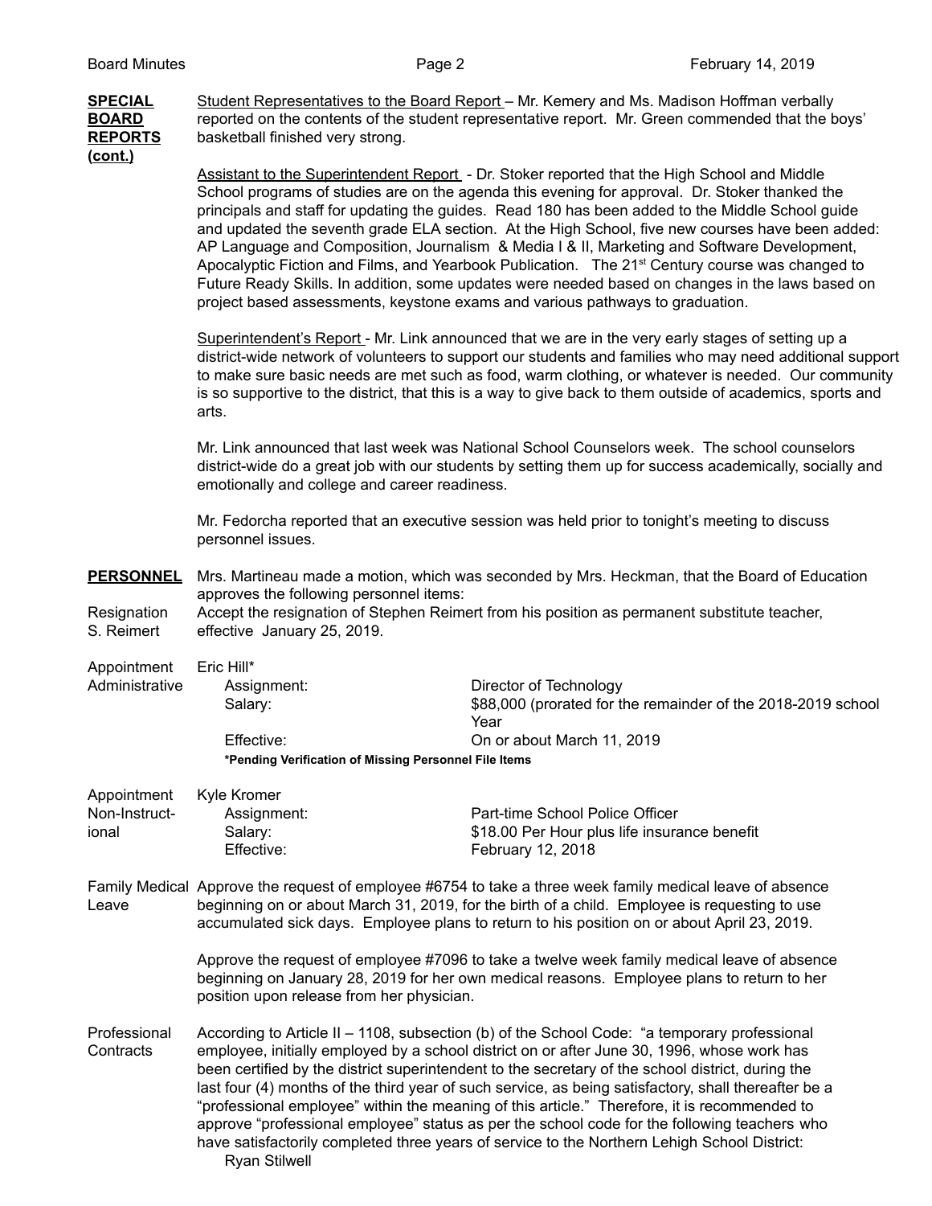**SPECIAL BOARD REPORTS (cont.)**

Student Representatives to the Board Report – Mr. Kemery and Ms. Madison Hoffman verbally reported on the contents of the student representative report. Mr. Green commended that the boys' basketball finished very strong.

Assistant to the Superintendent Report - Dr. Stoker reported that the High School and Middle School programs of studies are on the agenda this evening for approval. Dr. Stoker thanked the principals and staff for updating the guides. Read 180 has been added to the Middle School guide and updated the seventh grade ELA section. At the High School, five new courses have been added: AP Language and Composition, Journalism & Media I & II, Marketing and Software Development, Apocalyptic Fiction and Films, and Yearbook Publication. The 21st Century course was changed to Future Ready Skills. In addition, some updates were needed based on changes in the laws based on project based assessments, keystone exams and various pathways to graduation.

Superintendent's Report - Mr. Link announced that we are in the very early stages of setting up a district-wide network of volunteers to support our students and families who may need additional support to make sure basic needs are met such as food, warm clothing, or whatever is needed. Our community is so supportive to the district, that this is a way to give back to them outside of academics, sports and arts.

Mr. Link announced that last week was National School Counselors week. The school counselors district-wide do a great job with our students by setting them up for success academically, socially and emotionally and college and career readiness.

Mr. Fedorcha reported that an executive session was held prior to tonight's meeting to discuss personnel issues.

**PERSONNEL**

Mrs. Martineau made a motion, which was seconded by Mrs. Heckman, that the Board of Education approves the following personnel items:

Resignation S. Reimert

Accept the resignation of Stephen Reimert from his position as permanent substitute teacher, effective January 25, 2019.

Appointment Administrative

Eric Hill*

| | |
|---|---|
| Assignment: | Director of Technology |
| Salary: | $88,000 (prorated for the remainder of the 2018-2019 school Year |
| Effective: | On or about March 11, 2019 |

**\*Pending Verification of Missing Personnel File Items**

Appointment Non-Instructional

Kyle Kromer

| | |
|---|---|
| Assignment: | Part-time School Police Officer |
| Salary: | $18.00 Per Hour plus life insurance benefit |
| Effective: | February 12, 2018 |

Family Medical Leave

Approve the request of employee #6754 to take a three week family medical leave of absence beginning on or about March 31, 2019, for the birth of a child. Employee is requesting to use accumulated sick days. Employee plans to return to his position on or about April 23, 2019.

Approve the request of employee #7096 to take a twelve week family medical leave of absence beginning on January 28, 2019 for her own medical reasons. Employee plans to return to her position upon release from her physician.

Professional Contracts

According to Article II – 1108, subsection (b) of the School Code: "a temporary professional employee, initially employed by a school district on or after June 30, 1996, whose work has been certified by the district superintendent to the secretary of the school district, during the last four (4) months of the third year of such service, as being satisfactory, shall thereafter be a "professional employee" within the meaning of this article." Therefore, it is recommended to approve "professional employee" status as per the school code for the following teachers who have satisfactorily completed three years of service to the Northern Lehigh School District:

Ryan Stilwell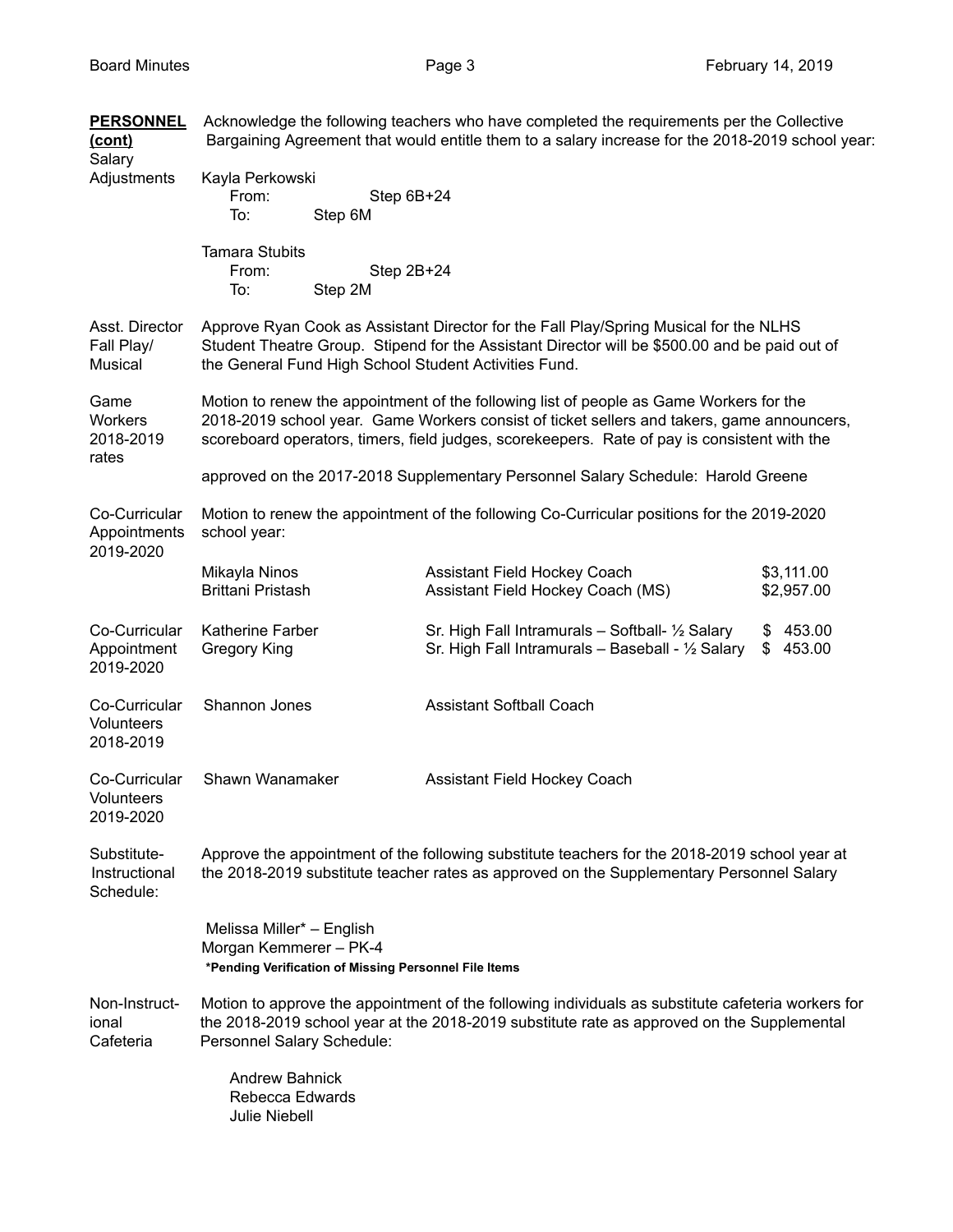**PERSONNEL (cont)**

**Salary Adjustments**

Acknowledge the following teachers who have completed the requirements per the Collective Bargaining Agreement that would entitle them to a salary increase for the 2018-2019 school year:

Kayla Perkowski
From: Step 6B+24
To: Step 6M

Tamara Stubits
From: Step 2B+24
To: Step 2M

**Asst. Director Fall Play/ Musical**

Approve Ryan Cook as Assistant Director for the Fall Play/Spring Musical for the NLHS Student Theatre Group. Stipend for the Assistant Director will be $500.00 and be paid out of the General Fund High School Student Activities Fund.

**Game Workers 2018-2019 rates**

Motion to renew the appointment of the following list of people as Game Workers for the 2018-2019 school year. Game Workers consist of ticket sellers and takers, game announcers, scoreboard operators, timers, field judges, scorekeepers. Rate of pay is consistent with the

approved on the 2017-2018 Supplementary Personnel Salary Schedule: Harold Greene

**Co-Curricular Appointments 2019-2020**

Motion to renew the appointment of the following Co-Curricular positions for the 2019-2020 school year:

| | | |
|---|---|---|
| Mikayla Ninos | Assistant Field Hockey Coach | $3,111.00 |
| Brittani Pristash | Assistant Field Hockey Coach (MS) | $2,957.00 |

**Co-Curricular Appointment 2019-2020**

| | | |
|---|---|---|
| Katherine Farber | Sr. High Fall Intramurals – Softball- ½ Salary | $ 453.00 |
| Gregory King | Sr. High Fall Intramurals – Baseball - ½ Salary | $ 453.00 |

**Co-Curricular Volunteers 2018-2019**

Shannon Jones — Assistant Softball Coach

**Co-Curricular Volunteers 2019-2020**

Shawn Wanamaker — Assistant Field Hockey Coach

**Substitute- Instructional Schedule:**

Approve the appointment of the following substitute teachers for the 2018-2019 school year at the 2018-2019 substitute teacher rates as approved on the Supplementary Personnel Salary

Melissa Miller* – English
Morgan Kemmerer – PK-4
***Pending Verification of Missing Personnel File Items**

**Non-Instructional Cafeteria**

Motion to approve the appointment of the following individuals as substitute cafeteria workers for the 2018-2019 school year at the 2018-2019 substitute rate as approved on the Supplemental Personnel Salary Schedule:

Andrew Bahnick
Rebecca Edwards
Julie Niebell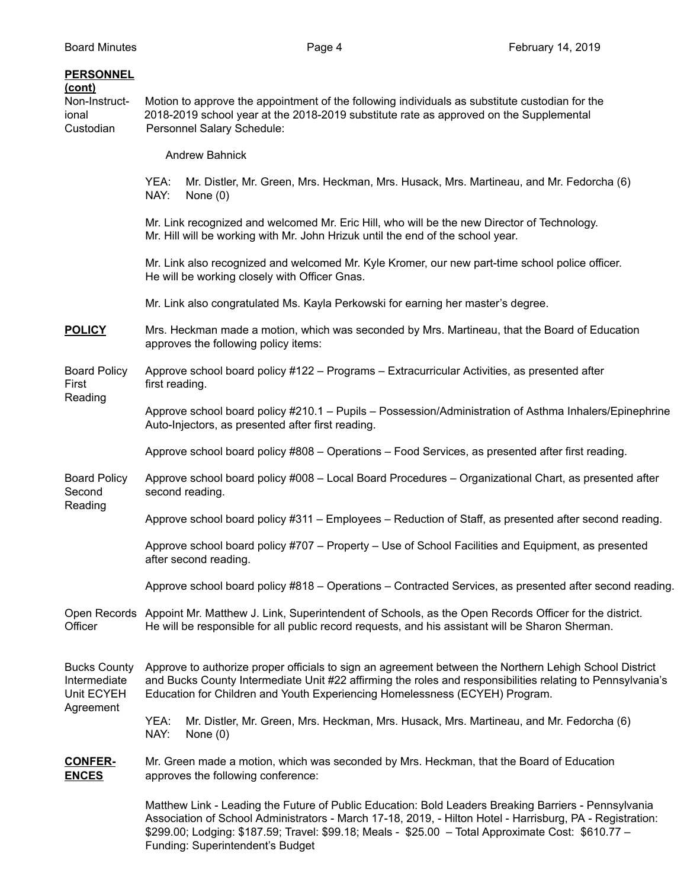**PERSONNEL (cont)**

**Non-Instructional Custodian**

Motion to approve the appointment of the following individuals as substitute custodian for the 2018-2019 school year at the 2018-2019 substitute rate as approved on the Supplemental Personnel Salary Schedule:

Andrew Bahnick

YEA: Mr. Distler, Mr. Green, Mrs. Heckman, Mrs. Husack, Mrs. Martineau, and Mr. Fedorcha (6)
NAY: None (0)

Mr. Link recognized and welcomed Mr. Eric Hill, who will be the new Director of Technology. Mr. Hill will be working with Mr. John Hrizuk until the end of the school year.

Mr. Link also recognized and welcomed Mr. Kyle Kromer, our new part-time school police officer. He will be working closely with Officer Gnas.

Mr. Link also congratulated Ms. Kayla Perkowski for earning her master's degree.

**POLICY**

Mrs. Heckman made a motion, which was seconded by Mrs. Martineau, that the Board of Education approves the following policy items:

**Board Policy First Reading**

Approve school board policy #122 – Programs – Extracurricular Activities, as presented after first reading.

Approve school board policy #210.1 – Pupils – Possession/Administration of Asthma Inhalers/Epinephrine Auto-Injectors, as presented after first reading.

Approve school board policy #808 – Operations – Food Services, as presented after first reading.

**Board Policy Second Reading**

Approve school board policy #008 – Local Board Procedures – Organizational Chart, as presented after second reading.

Approve school board policy #311 – Employees – Reduction of Staff, as presented after second reading.

Approve school board policy #707 – Property – Use of School Facilities and Equipment, as presented after second reading.

Approve school board policy #818 – Operations – Contracted Services, as presented after second reading.

**Open Records Officer**

Appoint Mr. Matthew J. Link, Superintendent of Schools, as the Open Records Officer for the district. He will be responsible for all public record requests, and his assistant will be Sharon Sherman.

**Bucks County Intermediate Unit ECYEH Agreement**

Approve to authorize proper officials to sign an agreement between the Northern Lehigh School District and Bucks County Intermediate Unit #22 affirming the roles and responsibilities relating to Pennsylvania's Education for Children and Youth Experiencing Homelessness (ECYEH) Program.

YEA: Mr. Distler, Mr. Green, Mrs. Heckman, Mrs. Husack, Mrs. Martineau, and Mr. Fedorcha (6)
NAY: None (0)

**CONFERENCES**

Mr. Green made a motion, which was seconded by Mrs. Heckman, that the Board of Education approves the following conference:

Matthew Link - Leading the Future of Public Education: Bold Leaders Breaking Barriers - Pennsylvania Association of School Administrators - March 17-18, 2019, - Hilton Hotel - Harrisburg, PA - Registration: $299.00; Lodging: $187.59; Travel: $99.18; Meals - $25.00 – Total Approximate Cost: $610.77 – Funding: Superintendent's Budget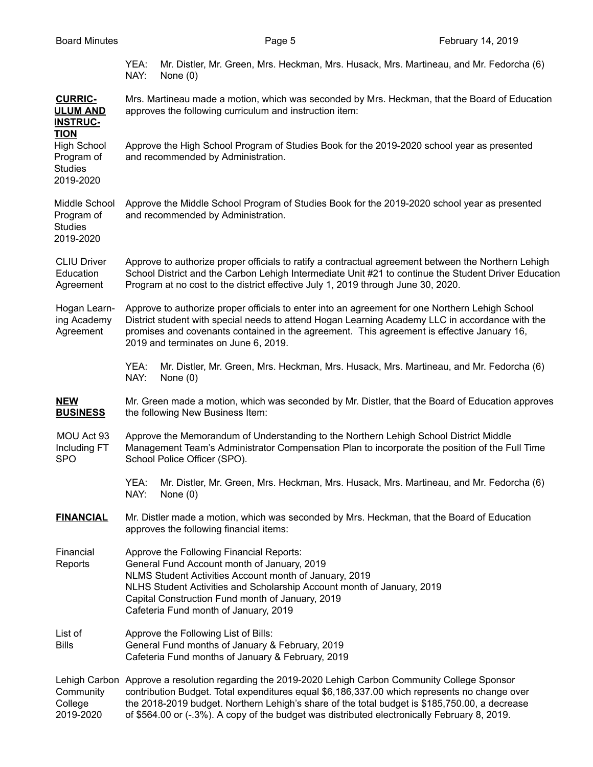YEA: Mr. Distler, Mr. Green, Mrs. Heckman, Mrs. Husack, Mrs. Martineau, and Mr. Fedorcha (6)
NAY: None (0)

**CURRICULUM AND INSTRUCTION**

Mrs. Martineau made a motion, which was seconded by Mrs. Heckman, that the Board of Education approves the following curriculum and instruction item:

High School Program of Studies 2019-2020 — Approve the High School Program of Studies Book for the 2019-2020 school year as presented and recommended by Administration.

Middle School Program of Studies 2019-2020 — Approve the Middle School Program of Studies Book for the 2019-2020 school year as presented and recommended by Administration.

CLIU Driver Education Agreement — Approve to authorize proper officials to ratify a contractual agreement between the Northern Lehigh School District and the Carbon Lehigh Intermediate Unit #21 to continue the Student Driver Education Program at no cost to the district effective July 1, 2019 through June 30, 2020.

Hogan Learning Academy Agreement — Approve to authorize proper officials to enter into an agreement for one Northern Lehigh School District student with special needs to attend Hogan Learning Academy LLC in accordance with the promises and covenants contained in the agreement. This agreement is effective January 16, 2019 and terminates on June 6, 2019.

YEA: Mr. Distler, Mr. Green, Mrs. Heckman, Mrs. Husack, Mrs. Martineau, and Mr. Fedorcha (6)
NAY: None (0)

**NEW BUSINESS**

Mr. Green made a motion, which was seconded by Mr. Distler, that the Board of Education approves the following New Business Item:

MOU Act 93 Including FT SPO — Approve the Memorandum of Understanding to the Northern Lehigh School District Middle Management Team's Administrator Compensation Plan to incorporate the position of the Full Time School Police Officer (SPO).

YEA: Mr. Distler, Mr. Green, Mrs. Heckman, Mrs. Husack, Mrs. Martineau, and Mr. Fedorcha (6)
NAY: None (0)

**FINANCIAL**

Mr. Distler made a motion, which was seconded by Mrs. Heckman, that the Board of Education approves the following financial items:

Financial Reports — Approve the Following Financial Reports:
General Fund Account month of January, 2019
NLMS Student Activities Account month of January, 2019
NLHS Student Activities and Scholarship Account month of January, 2019
Capital Construction Fund month of January, 2019
Cafeteria Fund month of January, 2019

List of Bills — Approve the Following List of Bills:
General Fund months of January & February, 2019
Cafeteria Fund months of January & February, 2019

Lehigh Carbon Community College 2019-2020 — Approve a resolution regarding the 2019-2020 Lehigh Carbon Community College Sponsor contribution Budget. Total expenditures equal $6,186,337.00 which represents no change over the 2018-2019 budget. Northern Lehigh's share of the total budget is $185,750.00, a decrease of $564.00 or (-.3%). A copy of the budget was distributed electronically February 8, 2019.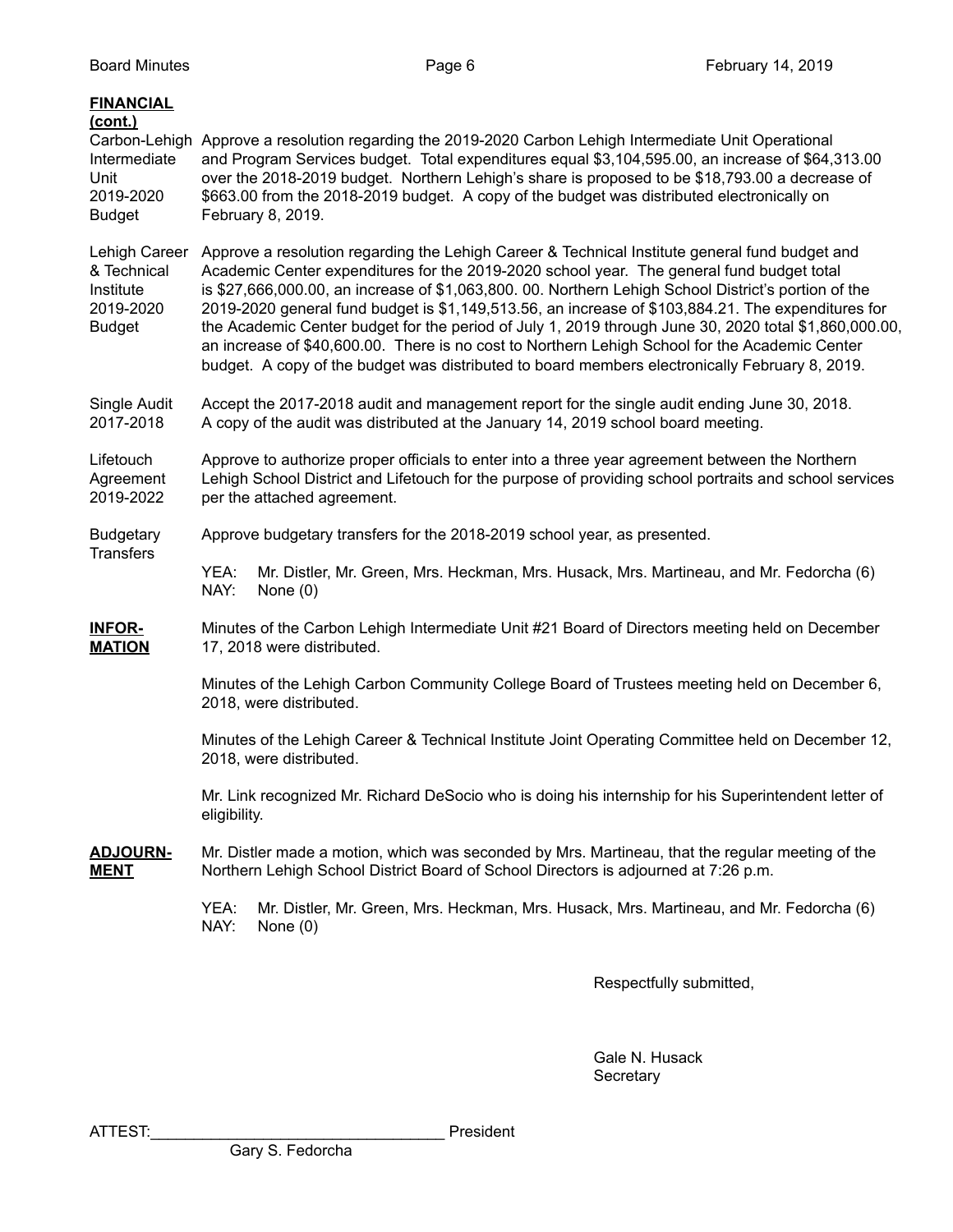**FINANCIAL (cont.)**

**Carbon-Lehigh Intermediate Unit 2019-2020 Budget**

Approve a resolution regarding the 2019-2020 Carbon Lehigh Intermediate Unit Operational and Program Services budget. Total expenditures equal $3,104,595.00, an increase of $64,313.00 over the 2018-2019 budget. Northern Lehigh's share is proposed to be $18,793.00 a decrease of $663.00 from the 2018-2019 budget. A copy of the budget was distributed electronically on February 8, 2019.

**Lehigh Career & Technical Institute 2019-2020 Budget**

Approve a resolution regarding the Lehigh Career & Technical Institute general fund budget and Academic Center expenditures for the 2019-2020 school year. The general fund budget total is $27,666,000.00, an increase of $1,063,800. 00. Northern Lehigh School District's portion of the 2019-2020 general fund budget is $1,149,513.56, an increase of $103,884.21. The expenditures for the Academic Center budget for the period of July 1, 2019 through June 30, 2020 total $1,860,000.00, an increase of $40,600.00. There is no cost to Northern Lehigh School for the Academic Center budget. A copy of the budget was distributed to board members electronically February 8, 2019.

**Single Audit 2017-2018**

Accept the 2017-2018 audit and management report for the single audit ending June 30, 2018. A copy of the audit was distributed at the January 14, 2019 school board meeting.

**Lifetouch Agreement 2019-2022**

Approve to authorize proper officials to enter into a three year agreement between the Northern Lehigh School District and Lifetouch for the purpose of providing school portraits and school services per the attached agreement.

**Budgetary Transfers**

Approve budgetary transfers for the 2018-2019 school year, as presented.

YEA: Mr. Distler, Mr. Green, Mrs. Heckman, Mrs. Husack, Mrs. Martineau, and Mr. Fedorcha (6)
NAY: None (0)

**INFORMATION**

Minutes of the Carbon Lehigh Intermediate Unit #21 Board of Directors meeting held on December 17, 2018 were distributed.

Minutes of the Lehigh Carbon Community College Board of Trustees meeting held on December 6, 2018, were distributed.

Minutes of the Lehigh Career & Technical Institute Joint Operating Committee held on December 12, 2018, were distributed.

Mr. Link recognized Mr. Richard DeSocio who is doing his internship for his Superintendent letter of eligibility.

**ADJOURNMENT**

Mr. Distler made a motion, which was seconded by Mrs. Martineau, that the regular meeting of the Northern Lehigh School District Board of School Directors is adjourned at 7:26 p.m.

YEA: Mr. Distler, Mr. Green, Mrs. Heckman, Mrs. Husack, Mrs. Martineau, and Mr. Fedorcha (6)
NAY: None (0)

Respectfully submitted,

Gale N. Husack
Secretary

ATTEST:___________________________________ President
Gary S. Fedorcha